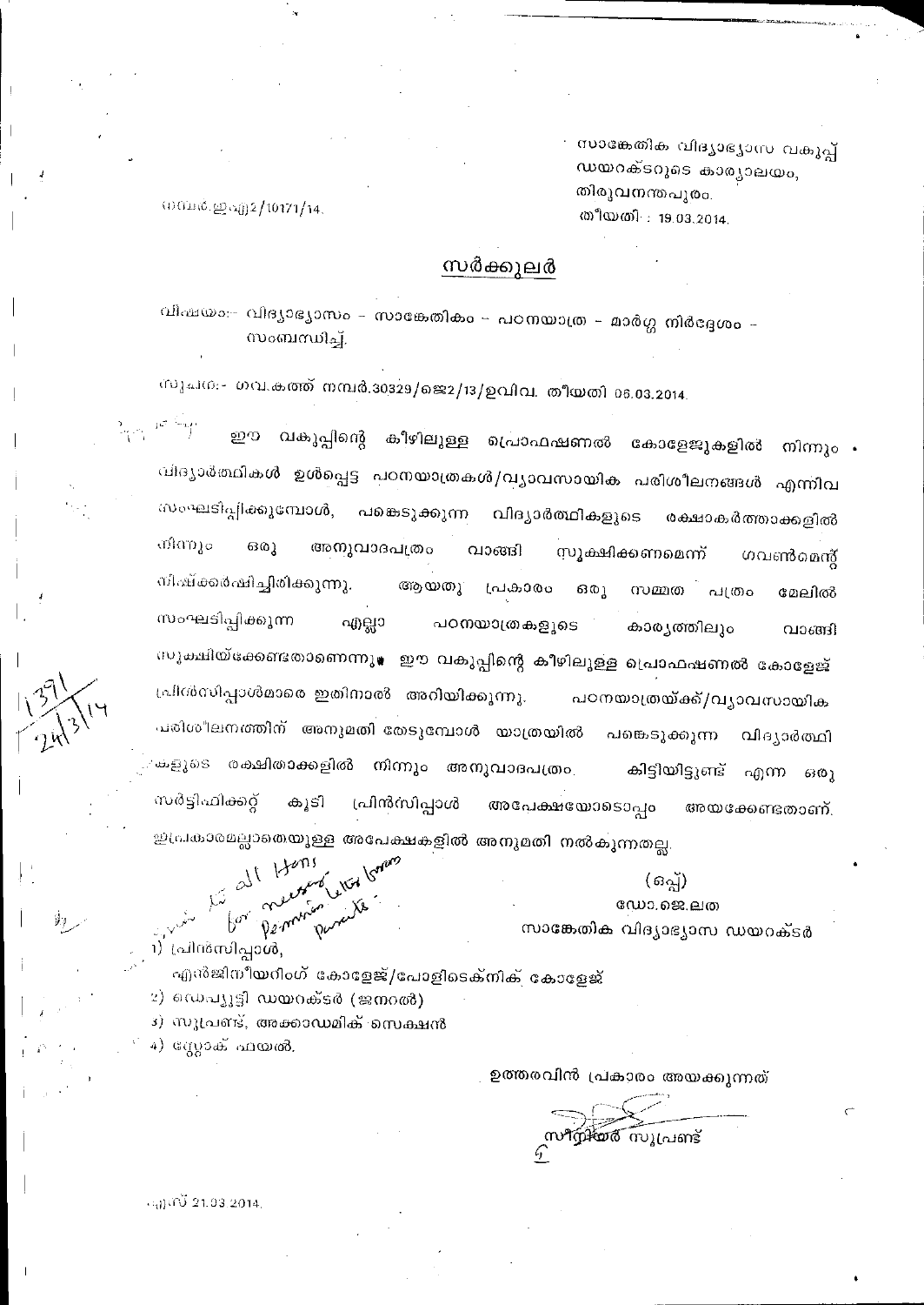സാങ്കേതിക വിദ്യാഭ്യാസ വകുപ്പ്
ഡയറക്ടറുടെ കാര്യാലയം,
തിരുവനന്തപുരം.
തീയതി : 19.03.2014.

നമ്പർ.ഇഎ2/10171/14.

## സർക്കുലർ

വിഷയം:- വിദ്യാഭ്യാസം - സാങ്കേതികം - പഠനയാത്ര - മാർഗ്ഗ നിർദ്ദേശം - സംബന്ധിച്ച്.

സൂചന:- ഗവ.കത്ത് നമ്പർ.30329/ജെ2/13/ഉവിവ. തീയതി 06.03.2014.

ഈ വകുപ്പിന്റെ കീഴിലുള്ള പ്രൊഫഷണൽ കോളേജുകളിൽ നിന്നും വിദ്യാർത്ഥികൾ ഉൾപ്പെട്ട പഠനയാത്രകൾ/വ്യാവസായിക പരിശീലനങ്ങൾ എന്നിവ സംഘടിപ്പിക്കുമ്പോൾ, പങ്കെടുക്കുന്ന വിദ്യാർത്ഥികളുടെ രക്ഷാകർത്താക്കളിൽ നിന്നും ഒരു അനുവാദപത്രം വാങ്ങി സൂക്ഷിക്കണമെന്ന് ഗവൺമെന്റ് നിഷ്ക്കർഷിച്ചിരിക്കുന്നു. ആയതു പ്രകാരം ഒരു സമ്മത പത്രം മേലിൽ സംഘടിപ്പിക്കുന്ന എല്ലാ പഠനയാത്രകളുടെ കാര്യത്തിലും വാങ്ങി സൂക്ഷിയ്ക്കേണ്ടതാണെന്നു ഈ വകുപ്പിന്റെ കീഴിലുള്ള പ്രൊഫഷണൽ കോളേജ് പ്രിൻസിപ്പാൾമാരെ ഇതിനാൽ അറിയിക്കുന്നു. പഠനയാത്രയ്ക്ക്/വ്യാവസായിക പരിശീലനത്തിന് അനുമതി തേടുമ്പോൾ യാത്രയിൽ പങ്കെടുക്കുന്ന വിദ്യാർത്ഥികളുടെ രക്ഷിതാക്കളിൽ നിന്നും അനുവാദപത്രം കിട്ടിയിട്ടുണ്ട് എന്ന ഒരു സർട്ടിഫിക്കറ്റ് കൂടി പ്രിൻസിപ്പാൾ അപേക്ഷയോടൊപ്പം അയക്കേണ്ടതാണ്. ഇപ്രകാരമല്ലാതെയുള്ള അപേക്ഷകളിൽ അനുമതി നൽകുന്നതല്ല.

(ഒപ്പ്)
ഡോ.ജെ.ലത
സാങ്കേതിക വിദ്യാഭ്യാസ ഡയറക്ടർ

1) പ്രിൻസിപ്പാൾ,
   എൻജിനീയറിംഗ് കോളേജ്/പോളിടെക്നിക് കോളേജ്
2) ഡെപ്യൂട്ടി ഡയറക്ടർ (ജനറൽ)
3) സൂപ്രണ്ട്, അക്കാഡമിക് സെക്ഷൻ
4) സ്റ്റോക് ഫയൽ.

ഉത്തരവിൻ പ്രകാരം അയക്കുന്നത്

സീനിയർ സൂപ്രണ്ട്

എസ് 21.03.2014.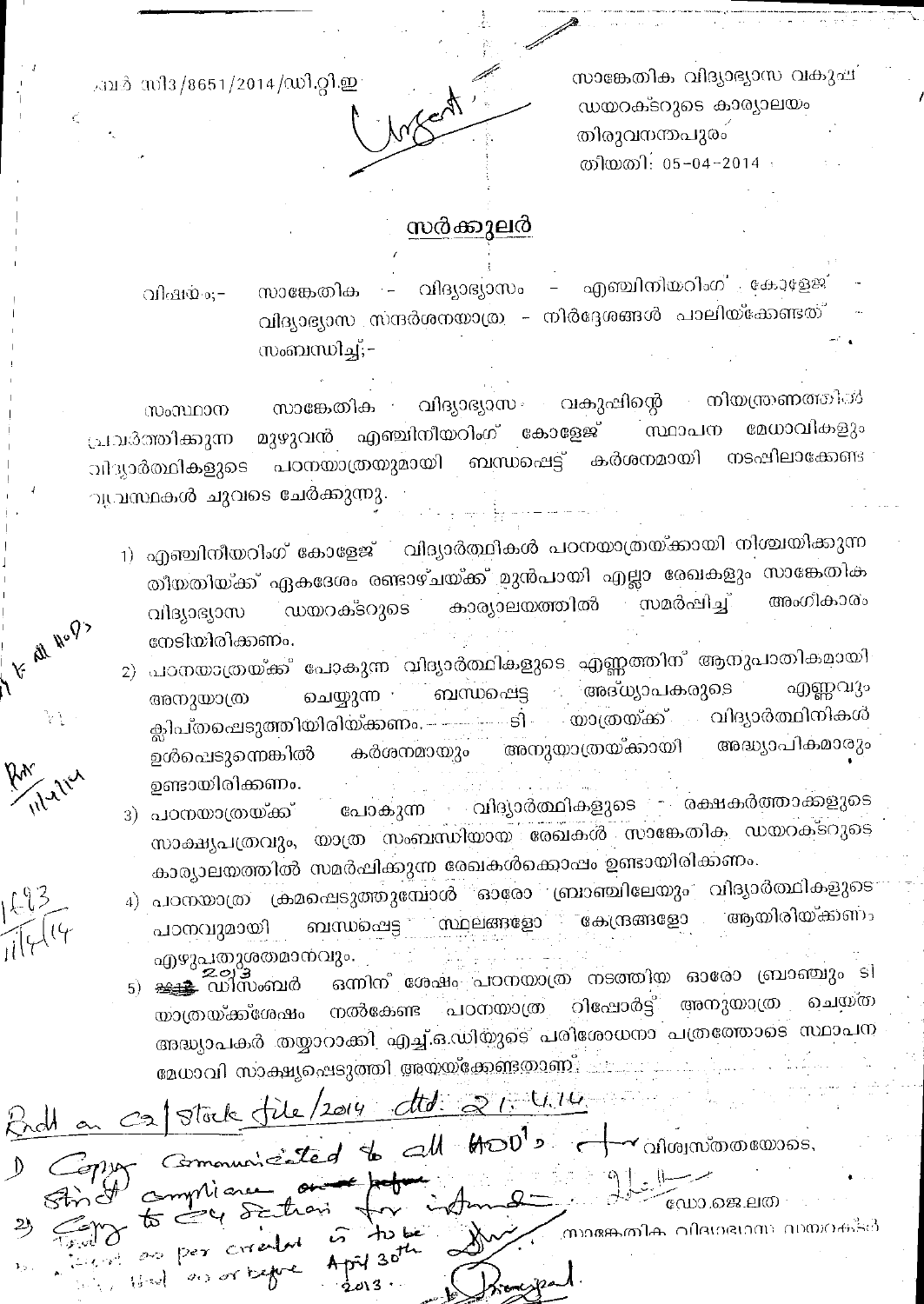നമ്പർ സി3/8651/2014/ഡി.റ്റി.ഇ

Urgent

സാങ്കേതിക വിദ്യാഭ്യാസ വകുപ്പ്
ഡയറക്ടറുടെ കാര്യാലയം
തിരുവനന്തപുരം
തിയതി: 05-04-2014

## സർക്കുലർ

വിഷയം:- സാങ്കേതിക - വിദ്യാഭ്യാസം - എഞ്ചിനീയറിംഗ് കോളേജ് - വിദ്യാഭ്യാസ സന്ദർശനയാത്ര - നിർദ്ദേശങ്ങൾ പാലിയ്ക്കേണ്ടത് സംബന്ധിച്ച്;-

സംസ്ഥാന സാങ്കേതിക വിദ്യാഭ്യാസ വകുപ്പിന്റെ നിയന്ത്രണത്തിൽ പ്രവർത്തിക്കുന്ന മുഴുവൻ എഞ്ചിനീയറിംഗ് കോളേജ് സ്ഥാപന മേധാവികളും വിദ്യാർത്ഥികളുടെ പഠനയാത്രയുമായി ബന്ധപ്പെട്ട് കർശനമായി നടപ്പിലാക്കേണ്ട വ്യവസ്ഥകൾ ചുവടെ ചേർക്കുന്നു.

1) എഞ്ചിനീയറിംഗ് കോളേജ് വിദ്യാർത്ഥികൾ പഠനയാത്രയ്ക്കായി നിശ്ചയിക്കുന്ന തീയതിയ്ക്ക് ഏകദേശം രണ്ടാഴ്ചയ്ക്ക് മുൻപായി എല്ലാ രേഖകളും സാങ്കേതിക വിദ്യാഭ്യാസ ഡയറക്ടറുടെ കാര്യാലയത്തിൽ സമർപ്പിച്ച് അംഗീകാരം നേടിയിരിക്കണം.
2) പഠനയാത്രയ്ക്ക് പോകുന്ന വിദ്യാർത്ഥികളുടെ എണ്ണത്തിന് ആനുപാതികമായി അനുയാത്ര ചെയ്യുന്ന ബന്ധപ്പെട്ട അദ്ധ്യാപകരുടെ എണ്ണവും ക്ലിപ്തപ്പെടുത്തിയിരിയ്ക്കണം. ടി യാത്രയ്ക്ക് വിദ്യാർത്ഥിനികൾ ഉൾപ്പെടുന്നെങ്കിൽ കർശനമായും അനുയാത്രയ്ക്കായി അദ്ധ്യാപികമാരും ഉണ്ടായിരിക്കണം.
3) പഠനയാത്രയ്ക്ക് പോകുന്ന വിദ്യാർത്ഥികളുടെ രക്ഷകർത്താക്കളുടെ സാക്ഷ്യപത്രവും, യാത്ര സംബന്ധിയായ രേഖകൾ സാങ്കേതിക ഡയറക്ടറുടെ കാര്യാലയത്തിൽ സമർപ്പിക്കുന്ന രേഖകൾക്കൊപ്പം ഉണ്ടായിരിക്കണം.
4) പഠനയാത്ര ക്രമപ്പെടുത്തുമ്പോൾ ഓരോ ബ്രാഞ്ചിലേയും വിദ്യാർത്ഥികളുടെ പഠനവുമായി ബന്ധപ്പെട്ട സ്ഥലങ്ങളോ കേന്ദ്രങ്ങളോ ആയിരിയ്ക്കണം എഴുപതുശതമാനവും.
5) 2013 ഡിസംബർ ഒന്നിന് ശേഷം പഠനയാത്ര നടത്തിയ ഓരോ ബ്രാഞ്ചും ടി യാത്രയ്ക്ക്ശേഷം നൽകേണ്ട പഠനയാത്ര റിപ്പോർട്ട് അനുയാത്ര ചെയ്ത അദ്ധ്യാപകർ തയ്യാറാക്കി എച്ച്.ഒ.ഡിയുടെ പരിശോധനാ പത്രത്തോടെ സ്ഥാപന മേധാവി സാക്ഷ്യപ്പെടുത്തി അയയ്ക്കേണ്ടതാണ്.

വിശ്വസ്തതയോടെ,

ഡോ.ജെ.ലത
സാങ്കേതിക വിദ്യാഭ്യാസ ഡയറക്ടർ

Rcdt on C2/Stock file/2014 dtd: 21.4.14
1) Copy communicated to all HOD's for strict compliance
2) Copy to C4 Section for information
Report as per circular is to be filed on or before April 30th 2013.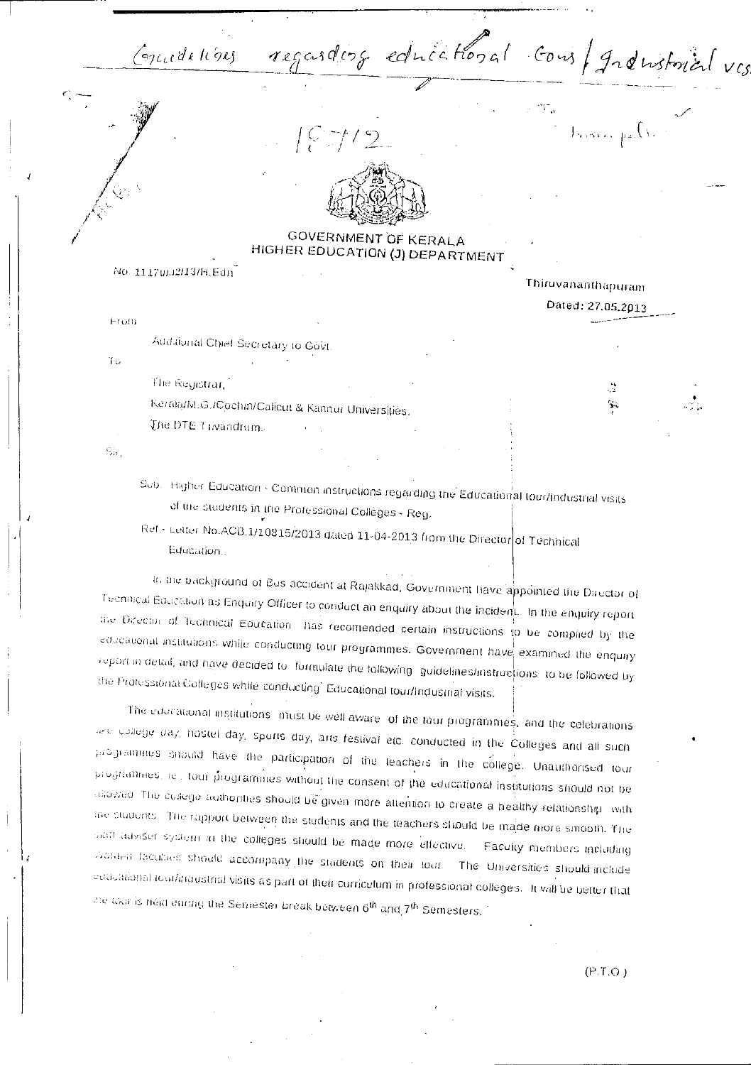Guidelines regarding educational tours / Industrial visits

1572

GOVERNMENT OF KERALA
HIGHER EDUCATION (J) DEPARTMENT

No. 11170/J2/13/H.Edn

Thiruvananthapuram

Dated: 27.05.2013

From

Additional Chief Secretary to Govt.

To

The Registrar,

Kerala/M.G./Cochin/Calicut & Kannur Universities,

The DTE Trivandrum.

Sir,

Sub:- Higher Education - Common instructions regarding the Educational tour/Industrial visits of the students in the Professional Colleges - Reg.

Ref:- Letter No.ACB.1/10815/2013 dated 11-04-2013 from the Director of Technical Education.

In the background of Bus accident at Rajakkad, Government have appointed the Director of Technical Education as Enquiry Officer to conduct an enquiry about the incident. In the enquiry report the Director of Technical Education has recomended certain instructions to be complied by the educational institutions while conducting tour programmes. Government have examined the enquiry report in detail, and have decided to formulate the following guidelines/instructions to be followed by the Professional Colleges while conducting Educational tour/Industrial visits.

The educational institutions must be well aware of the tour programmes, and the celebrations are college day, hostel day, sports day, arts festival etc. conducted in the Colleges and all such programmes should have the participation of the teachers in the college. Unauthorised tour programmes, ie. tour programmes without the consent of the educational institutions should not be allowed. The college authorities should be given more attention to create a healthy relationship with the students. The rapport between the students and the teachers should be made more smooth. The staff adviser system in the colleges should be made more effective. Faculty members including women faculties should accompany the students on their tour. The Universities should include educational tour/industrial visits as part of their curriculum in professional colleges. It will be better that the tour is held during the Semester break between 6th and 7th Semesters.

(P.T.O.)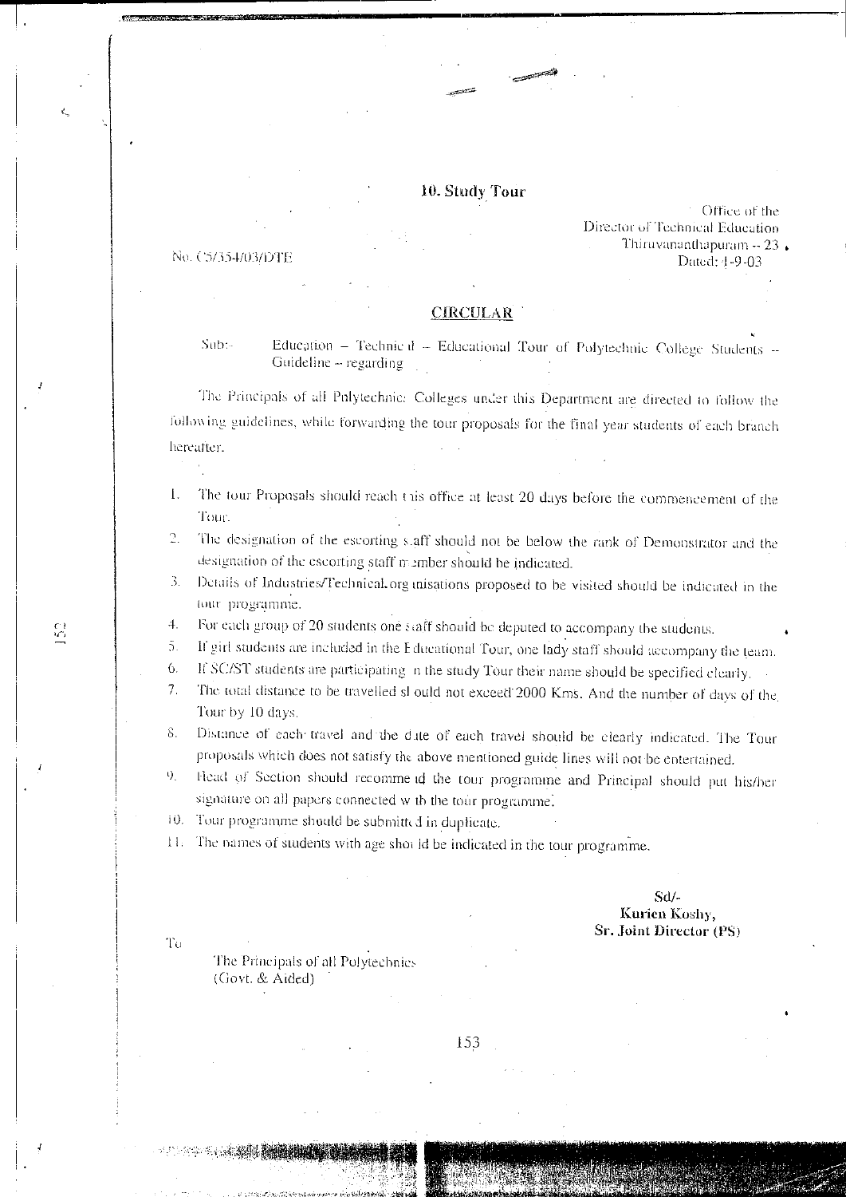## 10. Study Tour

Office of the
Director of Technical Education
Thiruvananthapuram – 23.
Dated: 4-9-03

No. C5/354/03/DTE

### CIRCULAR

Sub:- Education – Technical – Educational Tour of Polytechnic College Students – Guideline – regarding

The Principals of all Polytechnic Colleges under this Department are directed to follow the following guidelines, while forwarding the tour proposals for the final year students of each branch hereafter.

1. The tour Proposals should reach this office at least 20 days before the commencement of the Tour.
2. The designation of the escorting staff should not be below the rank of Demonstrator and the designation of the escorting staff member should be indicated.
3. Details of Industries/Technical.organisations proposed to be visited should be indicated in the tour programme.
4. For each group of 20 students one staff should be deputed to accompany the students.
5. If girl students are included in the Educational Tour, one lady staff should accompany the team.
6. If SC/ST students are participating in the study Tour their name should be specified clearly.
7. The total distance to be travelled should not exceed 2000 Kms. And the number of days of the Tour by 10 days.
8. Distance of each travel and the date of each travel should be clearly indicated. The Tour proposals which does not satisfy the above mentioned guide lines will not be entertained.
9. Head of Section should recommend the tour programme and Principal should put his/her signature on all papers connected with the tour programme.
10. Tour programme should be submitted in duplicate.
11. The names of students with age should be indicated in the tour programme.

Sd/-
**Kurien Koshy,**
**Sr. Joint Director (PS)**

To

The Principals of all Polytechnics
(Govt. & Aided)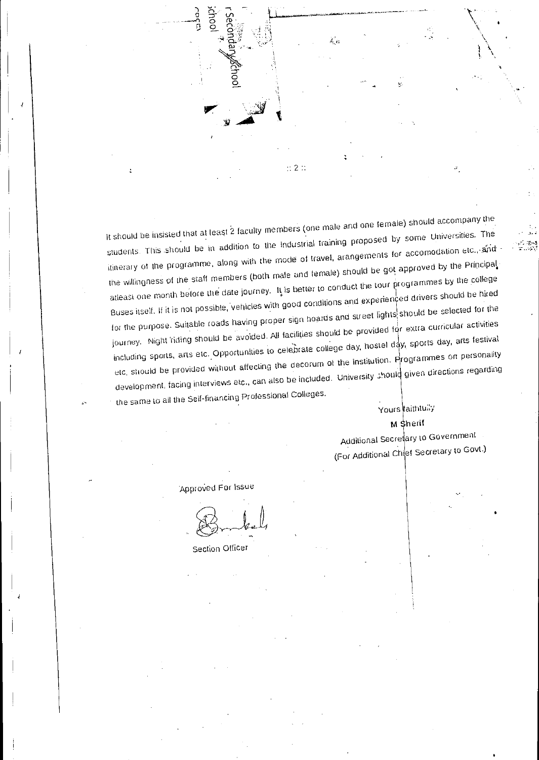It should be insisted that at least 2 faculty members (one male and one female) should accompany the students. This should be in addition to the industrial training proposed by some Universities. The itinerary of the programme, along with the mode of travel, arangements for accomodation etc., and the willingness of the staff members (both male and female) should be got approved by the Principal atleast one month before the date journey. It is better to conduct the tour programmes by the college Buses itself. If it is not possible, vehicles with good conditions and experienced drivers should be hired for the purpose. Suitable roads having proper sign boards and street lights should be selected for the journey. Night riding should be avoided. All facilities should be provided for extra curricular activities including sports, arts etc. Opportunities to celebrate college day, hostel day, sports day, arts festival etc, should be provided without affecting the decorum of the institution. Programmes on personality development, facing interviews etc., can also be included. University should given directions regarding the same to all the Self-financing Professional Colleges.

Yours faithfully

**M Sherif**

Additional Secretary to Government

(For Additional Chief Secretary to Govt.)

Approved For Issue

Section Officer